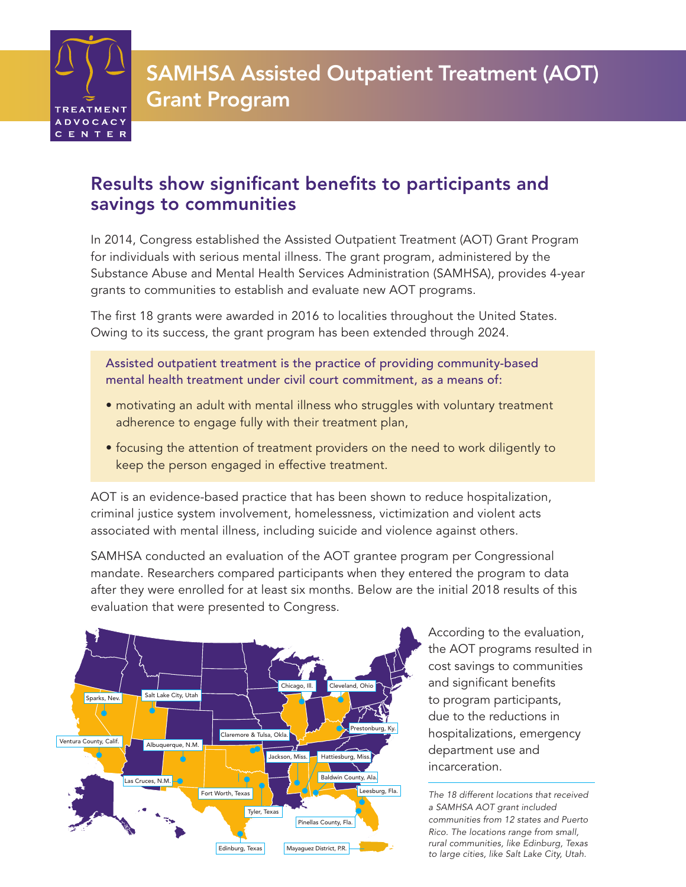# SAMHSA Assisted Outpatient Treatment (AOT) Grant Program

## Results show significant benefits to participants and savings to communities

In 2014, Congress established the Assisted Outpatient Treatment (AOT) Grant Program for individuals with serious mental illness. The grant program, administered by the Substance Abuse and Mental Health Services Administration (SAMHSA), provides 4-year grants to communities to establish and evaluate new AOT programs.

The first 18 grants were awarded in 2016 to localities throughout the United States. Owing to its success, the grant program has been extended through 2024.

> Assisted outpatient treatment is the practice of providing community-based mental health treatment under civil court commitment, as a means of:
>
> - motivating an adult with mental illness who struggles with voluntary treatment adherence to engage fully with their treatment plan,
> - focusing the attention of treatment providers on the need to work diligently to keep the person engaged in effective treatment.

AOT is an evidence-based practice that has been shown to reduce hospitalization, criminal justice system involvement, homelessness, victimization and violent acts associated with mental illness, including suicide and violence against others.

SAMHSA conducted an evaluation of the AOT grantee program per Congressional mandate. Researchers compared participants when they entered the program to data after they were enrolled for at least six months. Below are the initial 2018 results of this evaluation that were presented to Congress.

Sparks, Nev. · Salt Lake City, Utah · Chicago, Ill. · Cleveland, Ohio · Prestonburg, Ky. · Ventura County, Calif. · Albuquerque, N.M. · Claremore & Tulsa, Okla. · Jackson, Miss. · Hattiesburg, Miss. · Baldwin County, Ala. · Las Cruces, N.M. · Fort Worth, Texas · Leesburg, Fla. · Tyler, Texas · Pinellas County, Fla. · Edinburg, Texas · Mayaguez District, P.R.

According to the evaluation, the AOT programs resulted in cost savings to communities and significant benefits to program participants, due to the reductions in hospitalizations, emergency department use and incarceration.

*The 18 different locations that received a SAMHSA AOT grant included communities from 12 states and Puerto Rico. The locations range from small, rural communities, like Edinburg, Texas to large cities, like Salt Lake City, Utah.*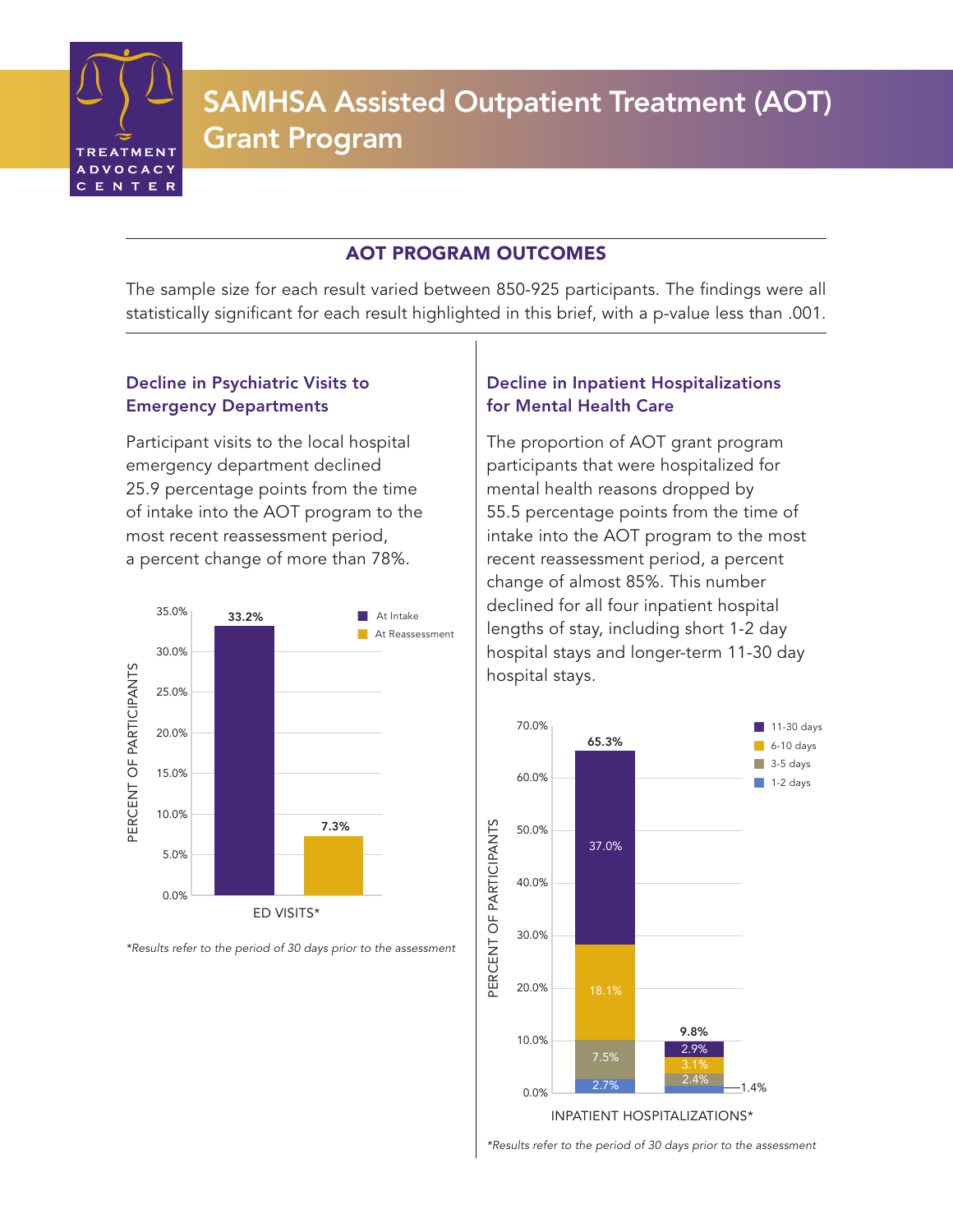# SAMHSA Assisted Outpatient Treatment (AOT) Grant Program

## AOT PROGRAM OUTCOMES

The sample size for each result varied between 850-925 participants. The findings were all statistically significant for each result highlighted in this brief, with a p-value less than .001.

### Decline in Psychiatric Visits to Emergency Departments

Participant visits to the local hospital emergency department declined 25.9 percentage points from the time of intake into the AOT program to the most recent reassessment period, a percent change of more than 78%.

| ED VISITS* | Percent of Participants |
|---|---|
| At Intake | 33.2% |
| At Reassessment | 7.3% |

*\*Results refer to the period of 30 days prior to the assessment*

### Decline in Inpatient Hospitalizations for Mental Health Care

The proportion of AOT grant program participants that were hospitalized for mental health reasons dropped by 55.5 percentage points from the time of intake into the AOT program to the most recent reassessment period, a percent change of almost 85%. This number declined for all four inpatient hospital lengths of stay, including short 1-2 day hospital stays and longer-term 11-30 day hospital stays.

| INPATIENT HOSPITALIZATIONS* | At Intake | At Reassessment |
|---|---|---|
| 11-30 days | 37.0% | 2.9% |
| 6-10 days | 18.1% | 3.1% |
| 3-5 days | 7.5% | 2.4% |
| 1-2 days | 2.7% | 1.4% |
| Total | 65.3% | 9.8% |

*\*Results refer to the period of 30 days prior to the assessment*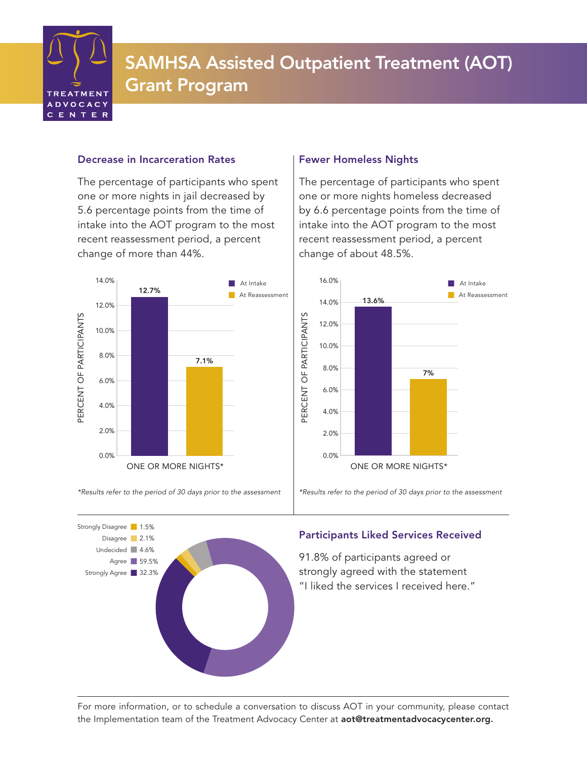# SAMHSA Assisted Outpatient Treatment (AOT) Grant Program

TREATMENT ADVOCACY CENTER

## Decrease in Incarceration Rates

The percentage of participants who spent one or more nights in jail decreased by 5.6 percentage points from the time of intake into the AOT program to the most recent reassessment period, a percent change of more than 44%.

PERCENT OF PARTICIPANTS

14.0%
12.0%
10.0%
8.0%
6.0%
4.0%
2.0%
0.0%

12.7%
7.1%

At Intake
At Reassessment

ONE OR MORE NIGHTS*

*Results refer to the period of 30 days prior to the assessment*

## Fewer Homeless Nights

The percentage of participants who spent one or more nights homeless decreased by 6.6 percentage points from the time of intake into the AOT program to the most recent reassessment period, a percent change of about 48.5%.

PERCENT OF PARTICIPANTS

16.0%
14.0%
12.0%
10.0%
8.0%
6.0%
4.0%
2.0%
0.0%

13.6%
7%

At Intake
At Reassessment

ONE OR MORE NIGHTS*

*Results refer to the period of 30 days prior to the assessment*

Strongly Disagree 1.5%
Disagree 2.1%
Undecided 4.6%
Agree 59.5%
Strongly Agree 32.3%

## Participants Liked Services Received

91.8% of participants agreed or strongly agreed with the statement "I liked the services I received here."

For more information, or to schedule a conversation to discuss AOT in your community, please contact the Implementation team of the Treatment Advocacy Center at **aot@treatmentadvocacycenter.org.**